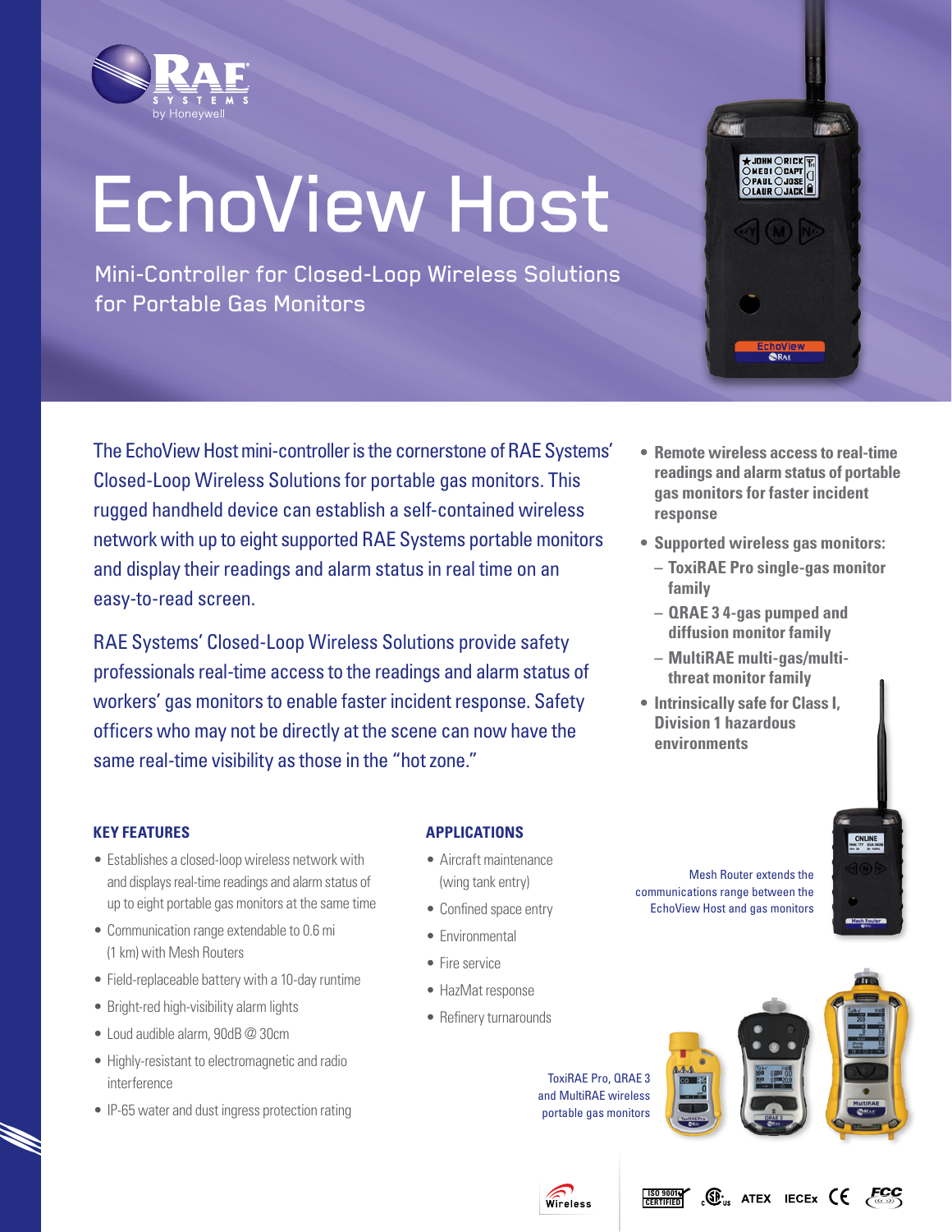# EchoView Host

Mini-Controller for Closed-Loop Wireless Solutions for Portable Gas Monitors

The EchoView Host mini-controller is the cornerstone of RAE Systems' Closed-Loop Wireless Solutions for portable gas monitors. This rugged handheld device can establish a self-contained wireless network with up to eight supported RAE Systems portable monitors and display their readings and alarm status in real time on an easy-to-read screen.

RAE Systems' Closed-Loop Wireless Solutions provide safety professionals real-time access to the readings and alarm status of workers' gas monitors to enable faster incident response. Safety officers who may not be directly at the scene can now have the same real-time visibility as those in the "hot zone."

- **Remote wireless access to real-time readings and alarm status of portable gas monitors for faster incident response**
- **Supported wireless gas monitors:**
  - **ToxiRAE Pro single-gas monitor family**
  - **QRAE 3 4-gas pumped and diffusion monitor family**
  - **MultiRAE multi-gas/multi-threat monitor family**
- **Intrinsically safe for Class I, Division 1 hazardous environments**

### KEY FEATURES

- Establishes a closed-loop wireless network with and displays real-time readings and alarm status of up to eight portable gas monitors at the same time
- Communication range extendable to 0.6 mi (1 km) with Mesh Routers
- Field-replaceable battery with a 10-day runtime
- Bright-red high-visibility alarm lights
- Loud audible alarm, 90dB @ 30cm
- Highly-resistant to electromagnetic and radio interference
- IP-65 water and dust ingress protection rating

### APPLICATIONS

- Aircraft maintenance (wing tank entry)
- Confined space entry
- Environmental
- Fire service
- HazMat response
- Refinery turnarounds

Mesh Router extends the communications range between the EchoView Host and gas monitors

ToxiRAE Pro, QRAE 3 and MultiRAE wireless portable gas monitors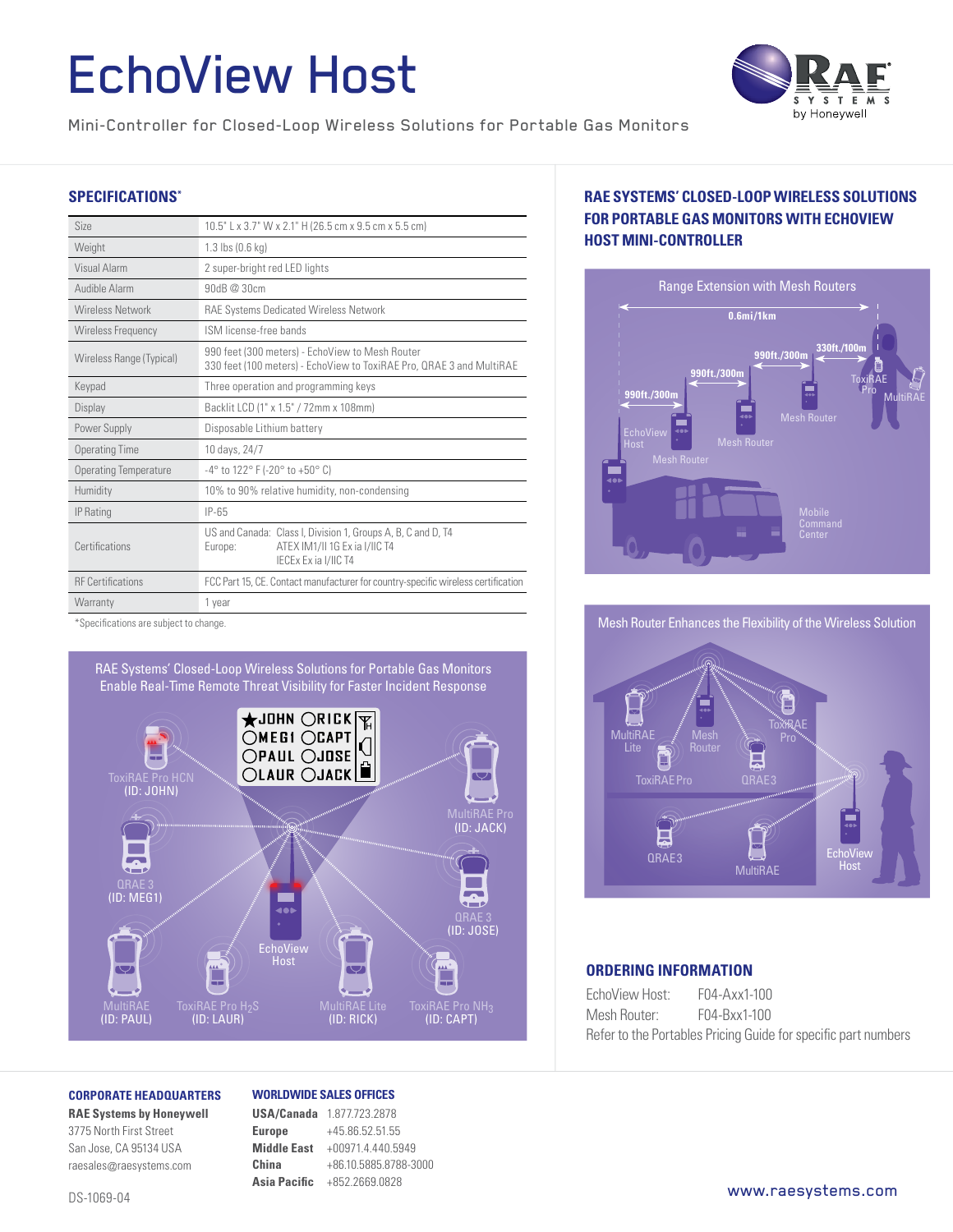# EchoView Host

Mini-Controller for Closed-Loop Wireless Solutions for Portable Gas Monitors

## SPECIFICATIONS*

| | |
|---|---|
| Size | 10.5" L x 3.7" W x 2.1" H (26.5 cm x 9.5 cm x 5.5 cm) |
| Weight | 1.3 lbs (0.6 kg) |
| Visual Alarm | 2 super-bright red LED lights |
| Audible Alarm | 90dB @ 30cm |
| Wireless Network | RAE Systems Dedicated Wireless Network |
| Wireless Frequency | ISM license-free bands |
| Wireless Range (Typical) | 990 feet (300 meters) - EchoView to Mesh Router<br>330 feet (100 meters) - EchoView to ToxiRAE Pro, QRAE 3 and MultiRAE |
| Keypad | Three operation and programming keys |
| Display | Backlit LCD (1" x 1.5" / 72mm x 108mm) |
| Power Supply | Disposable Lithium battery |
| Operating Time | 10 days, 24/7 |
| Operating Temperature | -4° to 122° F (-20° to +50° C) |
| Humidity | 10% to 90% relative humidity, non-condensing |
| IP Rating | IP-65 |
| Certifications | US and Canada: Class I, Division 1, Groups A, B, C and D, T4<br>Europe: ATEX IM1/II 1G Ex ia I/IIC T4<br>IECEx Ex ia I/IIC T4 |
| RF Certifications | FCC Part 15, CE. Contact manufacturer for country-specific wireless certification |
| Warranty | 1 year |

*Specifications are subject to change.

RAE Systems' Closed-Loop Wireless Solutions for Portable Gas Monitors Enable Real-Time Remote Threat Visibility for Faster Incident Response

JOHN RICK
MEGI CAPT
PAUL JOSE
LAUR JACK

ToxiRAE Pro HCN (ID: JOHN)
QRAE 3 (ID: MEG1)
MultiRAE (ID: PAUL)
ToxiRAE Pro $H_2S$ (ID: LAUR)
EchoView Host
MultiRAE Lite (ID: RICK)
ToxiRAE Pro $NH_3$ (ID: CAPT)
MultiRAE Pro (ID: JACK)
QRAE 3 (ID: JOSE)

## RAE SYSTEMS' CLOSED-LOOP WIRELESS SOLUTIONS FOR PORTABLE GAS MONITORS WITH ECHOVIEW HOST MINI-CONTROLLER

Range Extension with Mesh Routers

0.6mi/1km
990ft./300m
990ft./300m
990ft./300m
330ft./100m
EchoView Host
Mesh Router
Mesh Router
Mesh Router
ToxiRAE Pro
MultiRAE
Mobile Command Center

Mesh Router Enhances the Flexibility of the Wireless Solution

MultiRAE Lite
Mesh Router
ToxiRAE Pro
ToxiRAE Pro
QRAE3
QRAE3
MultiRAE
EchoView Host

## ORDERING INFORMATION

EchoView Host: F04-Axx1-100
Mesh Router: F04-Bxx1-100
Refer to the Portables Pricing Guide for specific part numbers

**CORPORATE HEADQUARTERS**

**RAE Systems by Honeywell**
3775 North First Street
San Jose, CA 95134 USA
raesales@raesystems.com

**WORLDWIDE SALES OFFICES**

**USA/Canada** 1.877.723.2878
**Europe** +45.86.52.51.55
**Middle East** +00971.4.440.5949
**China** +86.10.5885.8788-3000
**Asia Pacific** +852.2669.0828

DS-1069-04

www.raesystems.com